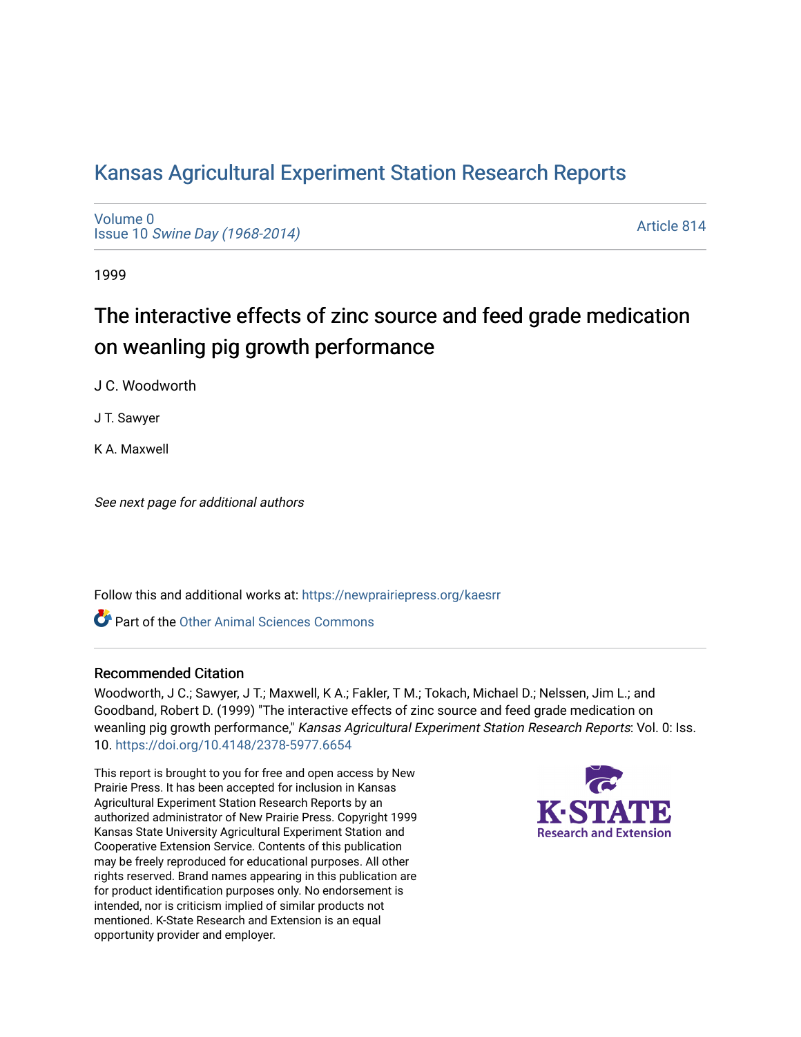# Kansas Agricultural Experiment Station Research Reports

Volume 0
Issue 10 *Swine Day (1968-2014)*

Article 814

1999

## The interactive effects of zinc source and feed grade medication on weanling pig growth performance

J C. Woodworth

J T. Sawyer

K A. Maxwell

*See next page for additional authors*

Follow this and additional works at: https://newprairiepress.org/kaesrr

Part of the Other Animal Sciences Commons

### Recommended Citation

Woodworth, J C.; Sawyer, J T.; Maxwell, K A.; Fakler, T M.; Tokach, Michael D.; Nelssen, Jim L.; and Goodband, Robert D. (1999) "The interactive effects of zinc source and feed grade medication on weanling pig growth performance," *Kansas Agricultural Experiment Station Research Reports*: Vol. 0: Iss. 10. https://doi.org/10.4148/2378-5977.6654

This report is brought to you for free and open access by New Prairie Press. It has been accepted for inclusion in Kansas Agricultural Experiment Station Research Reports by an authorized administrator of New Prairie Press. Copyright 1999 Kansas State University Agricultural Experiment Station and Cooperative Extension Service. Contents of this publication may be freely reproduced for educational purposes. All other rights reserved. Brand names appearing in this publication are for product identification purposes only. No endorsement is intended, nor is criticism implied of similar products not mentioned. K-State Research and Extension is an equal opportunity provider and employer.

K-STATE Research and Extension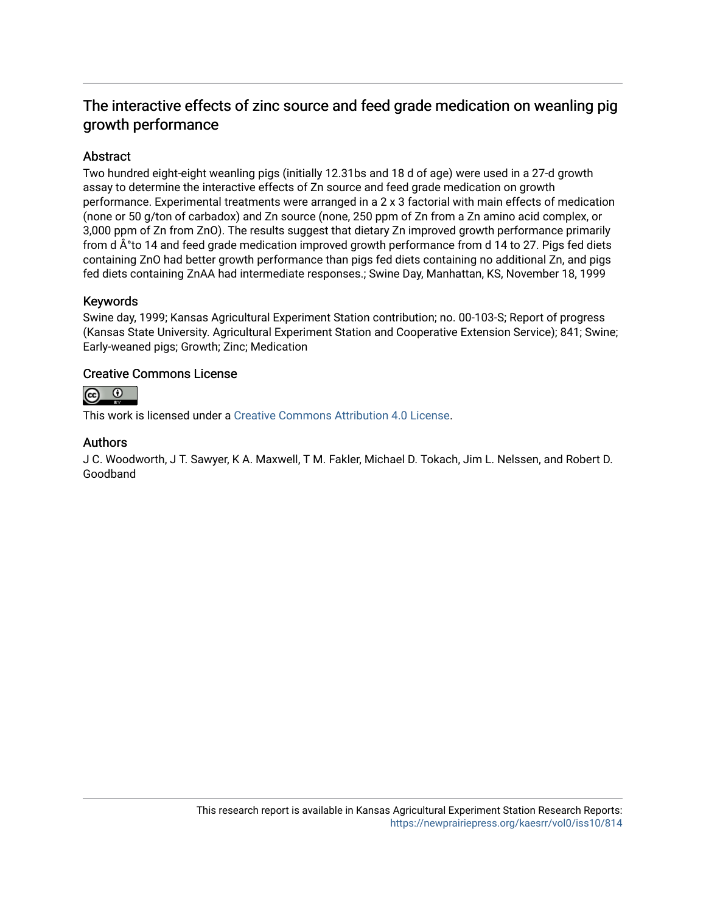# The interactive effects of zinc source and feed grade medication on weanling pig growth performance

## Abstract

Two hundred eight-eight weanling pigs (initially 12.31bs and 18 d of age) were used in a 27-d growth assay to determine the interactive effects of Zn source and feed grade medication on growth performance. Experimental treatments were arranged in a 2 x 3 factorial with main effects of medication (none or 50 g/ton of carbadox) and Zn source (none, 250 ppm of Zn from a Zn amino acid complex, or 3,000 ppm of Zn from ZnO). The results suggest that dietary Zn improved growth performance primarily from d Â°to 14 and feed grade medication improved growth performance from d 14 to 27. Pigs fed diets containing ZnO had better growth performance than pigs fed diets containing no additional Zn, and pigs fed diets containing ZnAA had intermediate responses.; Swine Day, Manhattan, KS, November 18, 1999

## Keywords

Swine day, 1999; Kansas Agricultural Experiment Station contribution; no. 00-103-S; Report of progress (Kansas State University. Agricultural Experiment Station and Cooperative Extension Service); 841; Swine; Early-weaned pigs; Growth; Zinc; Medication

## Creative Commons License

This work is licensed under a Creative Commons Attribution 4.0 License.

## Authors

J C. Woodworth, J T. Sawyer, K A. Maxwell, T M. Fakler, Michael D. Tokach, Jim L. Nelssen, and Robert D. Goodband

This research report is available in Kansas Agricultural Experiment Station Research Reports: https://newprairiepress.org/kaesrr/vol0/iss10/814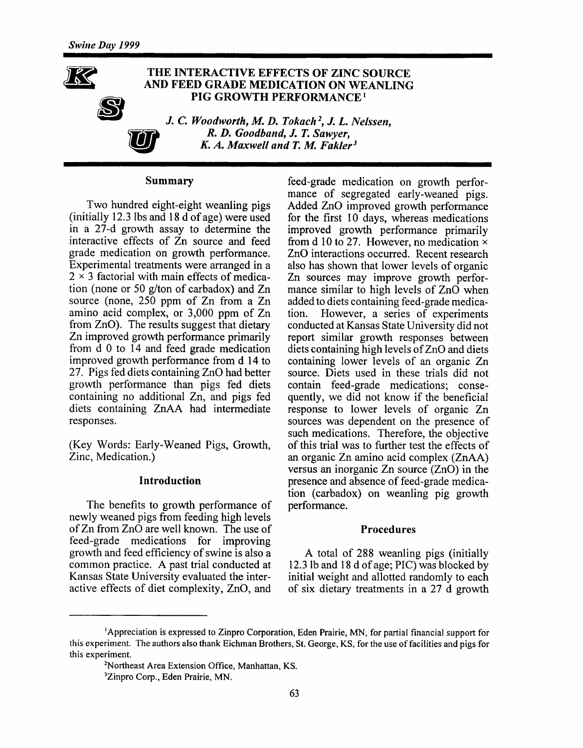# THE INTERACTIVE EFFECTS OF ZINC SOURCE AND FEED GRADE MEDICATION ON WEANLING PIG GROWTH PERFORMANCE[1]

*J. C. Woodworth, M. D. Tokach[2], J. L. Nelssen, R. D. Goodband, J. T. Sawyer, K. A. Maxwell and T. M. Fakler[3]*

## Summary

Two hundred eight-eight weanling pigs (initially 12.3 lbs and 18 d of age) were used in a 27-d growth assay to determine the interactive effects of Zn source and feed grade medication on growth performance. Experimental treatments were arranged in a $2 \times 3$ factorial with main effects of medication (none or 50 g/ton of carbadox) and Zn source (none, 250 ppm of Zn from a Zn amino acid complex, or 3,000 ppm of Zn from ZnO). The results suggest that dietary Zn improved growth performance primarily from d 0 to 14 and feed grade medication improved growth performance from d 14 to 27. Pigs fed diets containing ZnO had better growth performance than pigs fed diets containing no additional Zn, and pigs fed diets containing ZnAA had intermediate responses.

(Key Words: Early-Weaned Pigs, Growth, Zinc, Medication.)

## Introduction

The benefits to growth performance of newly weaned pigs from feeding high levels of Zn from ZnO are well known. The use of feed-grade medications for improving growth and feed efficiency of swine is also a common practice. A past trial conducted at Kansas State University evaluated the interactive effects of diet complexity, ZnO, and feed-grade medication on growth performance of segregated early-weaned pigs. Added ZnO improved growth performance for the first 10 days, whereas medications improved growth performance primarily from d 10 to 27. However, no medication × ZnO interactions occurred. Recent research also has shown that lower levels of organic Zn sources may improve growth performance similar to high levels of ZnO when added to diets containing feed-grade medication. However, a series of experiments conducted at Kansas State University did not report similar growth responses between diets containing high levels of ZnO and diets containing lower levels of an organic Zn source. Diets used in these trials did not contain feed-grade medications; consequently, we did not know if the beneficial response to lower levels of organic Zn sources was dependent on the presence of such medications. Therefore, the objective of this trial was to further test the effects of an organic Zn amino acid complex (ZnAA) versus an inorganic Zn source (ZnO) in the presence and absence of feed-grade medication (carbadox) on weanling pig growth performance.

## Procedures

A total of 288 weanling pigs (initially 12.3 lb and 18 d of age; PIC) was blocked by initial weight and allotted randomly to each of six dietary treatments in a 27 d growth

---

[1]Appreciation is expressed to Zinpro Corporation, Eden Prairie, MN, for partial financial support for this experiment. The authors also thank Eichman Brothers, St. George, KS, for the use of facilities and pigs for this experiment.

[2]Northeast Area Extension Office, Manhattan, KS.

[3]Zinpro Corp., Eden Prairie, MN.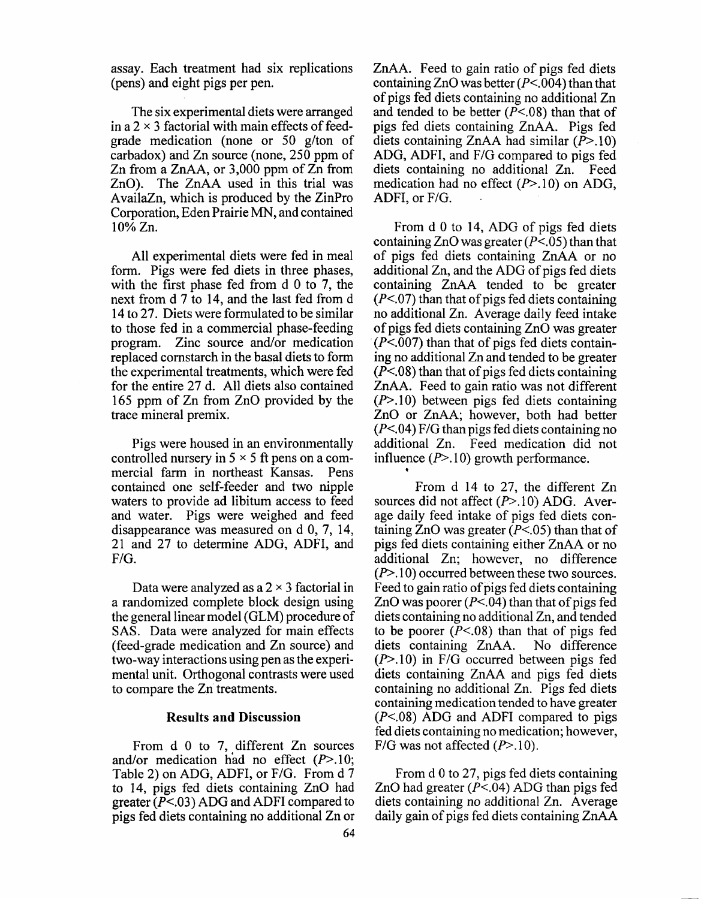assay. Each treatment had six replications (pens) and eight pigs per pen.

The six experimental diets were arranged in a $2 \times 3$ factorial with main effects of feed-grade medication (none or 50 g/ton of carbadox) and Zn source (none, 250 ppm of Zn from a ZnAA, or 3,000 ppm of Zn from ZnO). The ZnAA used in this trial was AvailaZn, which is produced by the ZinPro Corporation, Eden Prairie MN, and contained 10% Zn.

All experimental diets were fed in meal form. Pigs were fed diets in three phases, with the first phase fed from d 0 to 7, the next from d 7 to 14, and the last fed from d 14 to 27. Diets were formulated to be similar to those fed in a commercial phase-feeding program. Zinc source and/or medication replaced cornstarch in the basal diets to form the experimental treatments, which were fed for the entire 27 d. All diets also contained 165 ppm of Zn from ZnO provided by the trace mineral premix.

Pigs were housed in an environmentally controlled nursery in $5 \times 5$ ft pens on a commercial farm in northeast Kansas. Pens contained one self-feeder and two nipple waters to provide ad libitum access to feed and water. Pigs were weighed and feed disappearance was measured on d 0, 7, 14, 21 and 27 to determine ADG, ADFI, and F/G.

Data were analyzed as a $2 \times 3$ factorial in a randomized complete block design using the general linear model (GLM) procedure of SAS. Data were analyzed for main effects (feed-grade medication and Zn source) and two-way interactions using pen as the experimental unit. Orthogonal contrasts were used to compare the Zn treatments.

## Results and Discussion

From d 0 to 7, different Zn sources and/or medication had no effect ($P>.10$; Table 2) on ADG, ADFI, or F/G. From d 7 to 14, pigs fed diets containing ZnO had greater ($P<.03$) ADG and ADFI compared to pigs fed diets containing no additional Zn or ZnAA. Feed to gain ratio of pigs fed diets containing ZnO was better ($P<.004$) than that of pigs fed diets containing no additional Zn and tended to be better ($P<.08$) than that of pigs fed diets containing ZnAA. Pigs fed diets containing ZnAA had similar ($P>.10$) ADG, ADFI, and F/G compared to pigs fed diets containing no additional Zn. Feed medication had no effect ($P>.10$) on ADG, ADFI, or F/G.

From d 0 to 14, ADG of pigs fed diets containing ZnO was greater ($P<.05$) than that of pigs fed diets containing ZnAA or no additional Zn, and the ADG of pigs fed diets containing ZnAA tended to be greater ($P<.07$) than that of pigs fed diets containing no additional Zn. Average daily feed intake of pigs fed diets containing ZnO was greater ($P<.007$) than that of pigs fed diets containing no additional Zn and tended to be greater ($P<.08$) than that of pigs fed diets containing ZnAA. Feed to gain ratio was not different ($P>.10$) between pigs fed diets containing ZnO or ZnAA; however, both had better ($P<.04$) F/G than pigs fed diets containing no additional Zn. Feed medication did not influence ($P>.10$) growth performance.

From d 14 to 27, the different Zn sources did not affect ($P>.10$) ADG. Average daily feed intake of pigs fed diets containing ZnO was greater ($P<.05$) than that of pigs fed diets containing either ZnAA or no additional Zn; however, no difference ($P>.10$) occurred between these two sources. Feed to gain ratio of pigs fed diets containing ZnO was poorer ($P<.04$) than that of pigs fed diets containing no additional Zn, and tended to be poorer ($P<.08$) than that of pigs fed diets containing ZnAA. No difference ($P>.10$) in F/G occurred between pigs fed diets containing ZnAA and pigs fed diets containing no additional Zn. Pigs fed diets containing medication tended to have greater ($P<.08$) ADG and ADFI compared to pigs fed diets containing no medication; however, F/G was not affected ($P>.10$).

From d 0 to 27, pigs fed diets containing ZnO had greater ($P<.04$) ADG than pigs fed diets containing no additional Zn. Average daily gain of pigs fed diets containing ZnAA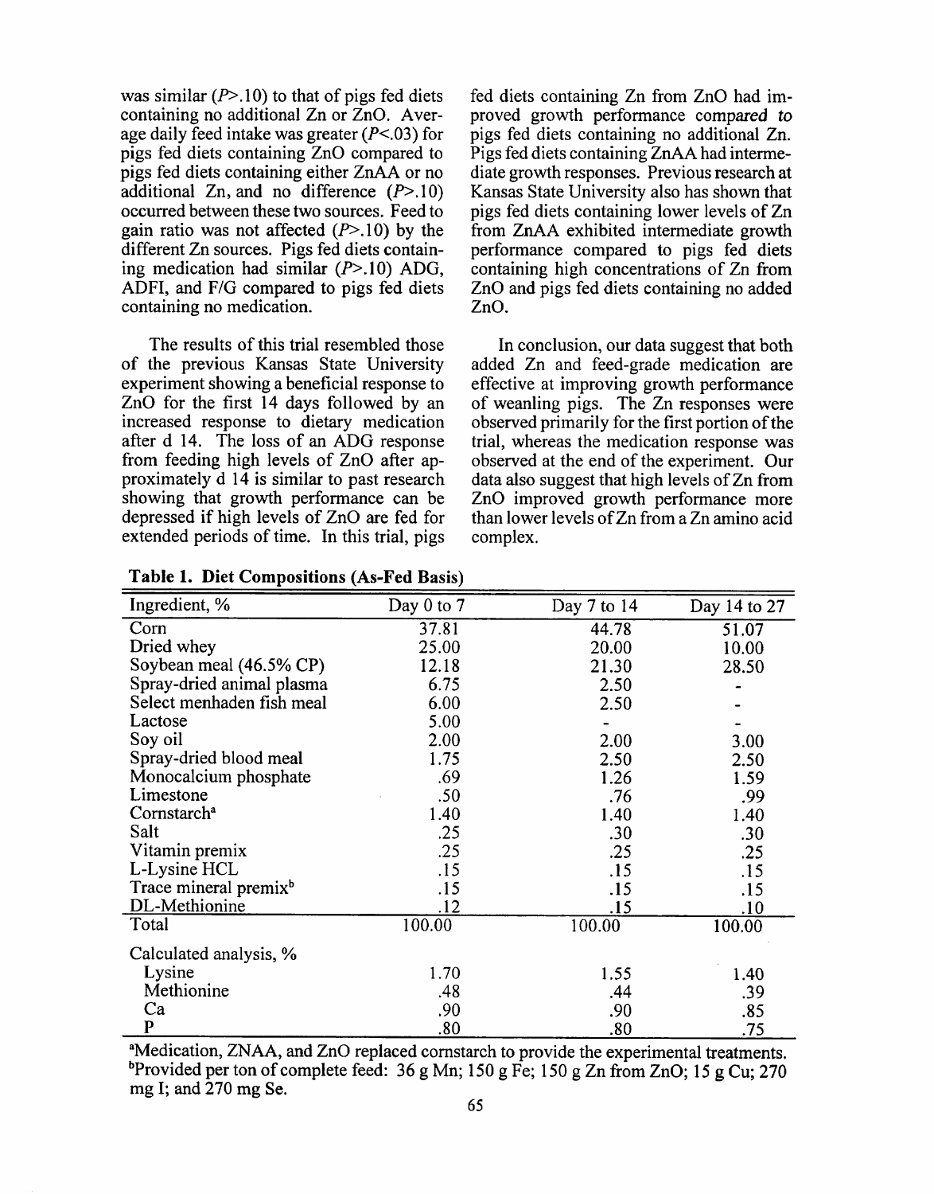was similar ($P>.10$) to that of pigs fed diets containing no additional Zn or ZnO. Average daily feed intake was greater ($P<.03$) for pigs fed diets containing ZnO compared to pigs fed diets containing either ZnAA or no additional Zn, and no difference ($P>.10$) occurred between these two sources. Feed to gain ratio was not affected ($P>.10$) by the different Zn sources. Pigs fed diets containing medication had similar ($P>.10$) ADG, ADFI, and F/G compared to pigs fed diets containing no medication.

The results of this trial resembled those of the previous Kansas State University experiment showing a beneficial response to ZnO for the first 14 days followed by an increased response to dietary medication after d 14. The loss of an ADG response from feeding high levels of ZnO after approximately d 14 is similar to past research showing that growth performance can be depressed if high levels of ZnO are fed for extended periods of time. In this trial, pigs fed diets containing Zn from ZnO had improved growth performance compared to pigs fed diets containing no additional Zn. Pigs fed diets containing ZnAA had intermediate growth responses. Previous research at Kansas State University also has shown that pigs fed diets containing lower levels of Zn from ZnAA exhibited intermediate growth performance compared to pigs fed diets containing high concentrations of Zn from ZnO and pigs fed diets containing no added ZnO.

In conclusion, our data suggest that both added Zn and feed-grade medication are effective at improving growth performance of weanling pigs. The Zn responses were observed primarily for the first portion of the trial, whereas the medication response was observed at the end of the experiment. Our data also suggest that high levels of Zn from ZnO improved growth performance more than lower levels of Zn from a Zn amino acid complex.

**Table 1. Diet Compositions (As-Fed Basis)**

| Ingredient, % | Day 0 to 7 | Day 7 to 14 | Day 14 to 27 |
|---|---|---|---|
| Corn | 37.81 | 44.78 | 51.07 |
| Dried whey | 25.00 | 20.00 | 10.00 |
| Soybean meal (46.5% CP) | 12.18 | 21.30 | 28.50 |
| Spray-dried animal plasma | 6.75 | 2.50 | - |
| Select menhaden fish meal | 6.00 | 2.50 | - |
| Lactose | 5.00 | - | - |
| Soy oil | 2.00 | 2.00 | 3.00 |
| Spray-dried blood meal | 1.75 | 2.50 | 2.50 |
| Monocalcium phosphate | .69 | 1.26 | 1.59 |
| Limestone | .50 | .76 | .99 |
| Cornstarch[a] | 1.40 | 1.40 | 1.40 |
| Salt | .25 | .30 | .30 |
| Vitamin premix | .25 | .25 | .25 |
| L-Lysine HCL | .15 | .15 | .15 |
| Trace mineral premix[b] | .15 | .15 | .15 |
| DL-Methionine | .12 | .15 | .10 |
| Total | 100.00 | 100.00 | 100.00 |
| Calculated analysis, % | | | |
| Lysine | 1.70 | 1.55 | 1.40 |
| Methionine | .48 | .44 | .39 |
| Ca | .90 | .90 | .85 |
| P | .80 | .80 | .75 |

[a]Medication, ZNAA, and ZnO replaced cornstarch to provide the experimental treatments.
[b]Provided per ton of complete feed: 36 g Mn; 150 g Fe; 150 g Zn from ZnO; 15 g Cu; 270 mg I; and 270 mg Se.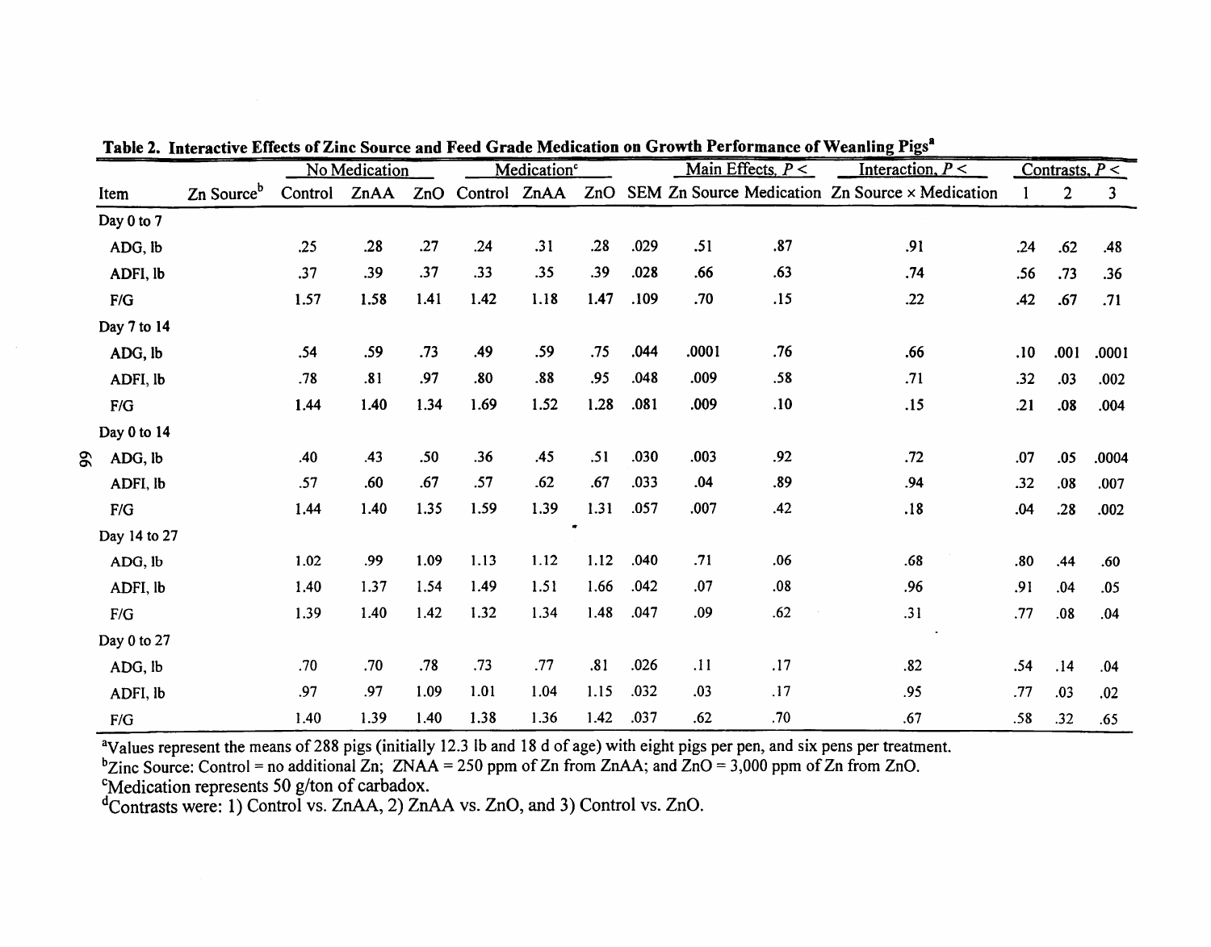**Table 2. Interactive Effects of Zinc Source and Feed Grade Medication on Growth Performance of Weanling Pigs[a]**

| | | No Medication | | | Medication[c] | | | | Main Effects, $P <$ | | Interaction, $P <$ | Contrasts, $P <$ | | |
|---|---|---|---|---|---|---|---|---|---|---|---|---|---|---|
| Item | Zn Source[b] | Control | ZnAA | ZnO | Control | ZnAA | ZnO | SEM | Zn Source | Medication | Zn Source × Medication | 1 | 2 | 3 |
| Day 0 to 7 | | | | | | | | | | | | | | |
| ADG, lb | | .25 | .28 | .27 | .24 | .31 | .28 | .029 | .51 | .87 | .91 | .24 | .62 | .48 |
| ADFI, lb | | .37 | .39 | .37 | .33 | .35 | .39 | .028 | .66 | .63 | .74 | .56 | .73 | .36 |
| F/G | | 1.57 | 1.58 | 1.41 | 1.42 | 1.18 | 1.47 | .109 | .70 | .15 | .22 | .42 | .67 | .71 |
| Day 7 to 14 | | | | | | | | | | | | | | |
| ADG, lb | | .54 | .59 | .73 | .49 | .59 | .75 | .044 | .0001 | .76 | .66 | .10 | .001 | .0001 |
| ADFI, lb | | .78 | .81 | .97 | .80 | .88 | .95 | .048 | .009 | .58 | .71 | .32 | .03 | .002 |
| F/G | | 1.44 | 1.40 | 1.34 | 1.69 | 1.52 | 1.28 | .081 | .009 | .10 | .15 | .21 | .08 | .004 |
| Day 0 to 14 | | | | | | | | | | | | | | |
| ADG, lb | | .40 | .43 | .50 | .36 | .45 | .51 | .030 | .003 | .92 | .72 | .07 | .05 | .0004 |
| ADFI, lb | | .57 | .60 | .67 | .57 | .62 | .67 | .033 | .04 | .89 | .94 | .32 | .08 | .007 |
| F/G | | 1.44 | 1.40 | 1.35 | 1.59 | 1.39 | 1.31 | .057 | .007 | .42 | .18 | .04 | .28 | .002 |
| Day 14 to 27 | | | | | | | | | | | | | | |
| ADG, lb | | 1.02 | .99 | 1.09 | 1.13 | 1.12 | 1.12 | .040 | .71 | .06 | .68 | .80 | .44 | .60 |
| ADFI, lb | | 1.40 | 1.37 | 1.54 | 1.49 | 1.51 | 1.66 | .042 | .07 | .08 | .96 | .91 | .04 | .05 |
| F/G | | 1.39 | 1.40 | 1.42 | 1.32 | 1.34 | 1.48 | .047 | .09 | .62 | .31 | .77 | .08 | .04 |
| Day 0 to 27 | | | | | | | | | | | | | | |
| ADG, lb | | .70 | .70 | .78 | .73 | .77 | .81 | .026 | .11 | .17 | .82 | .54 | .14 | .04 |
| ADFI, lb | | .97 | .97 | 1.09 | 1.01 | 1.04 | 1.15 | .032 | .03 | .17 | .95 | .77 | .03 | .02 |
| F/G | | 1.40 | 1.39 | 1.40 | 1.38 | 1.36 | 1.42 | .037 | .62 | .70 | .67 | .58 | .32 | .65 |

[a]Values represent the means of 288 pigs (initially 12.3 lb and 18 d of age) with eight pigs per pen, and six pens per treatment.
[b]Zinc Source: Control = no additional Zn; ZNAA = 250 ppm of Zn from ZnAA; and ZnO = 3,000 ppm of Zn from ZnO.
[c]Medication represents 50 g/ton of carbadox.
[d]Contrasts were: 1) Control vs. ZnAA, 2) ZnAA vs. ZnO, and 3) Control vs. ZnO.